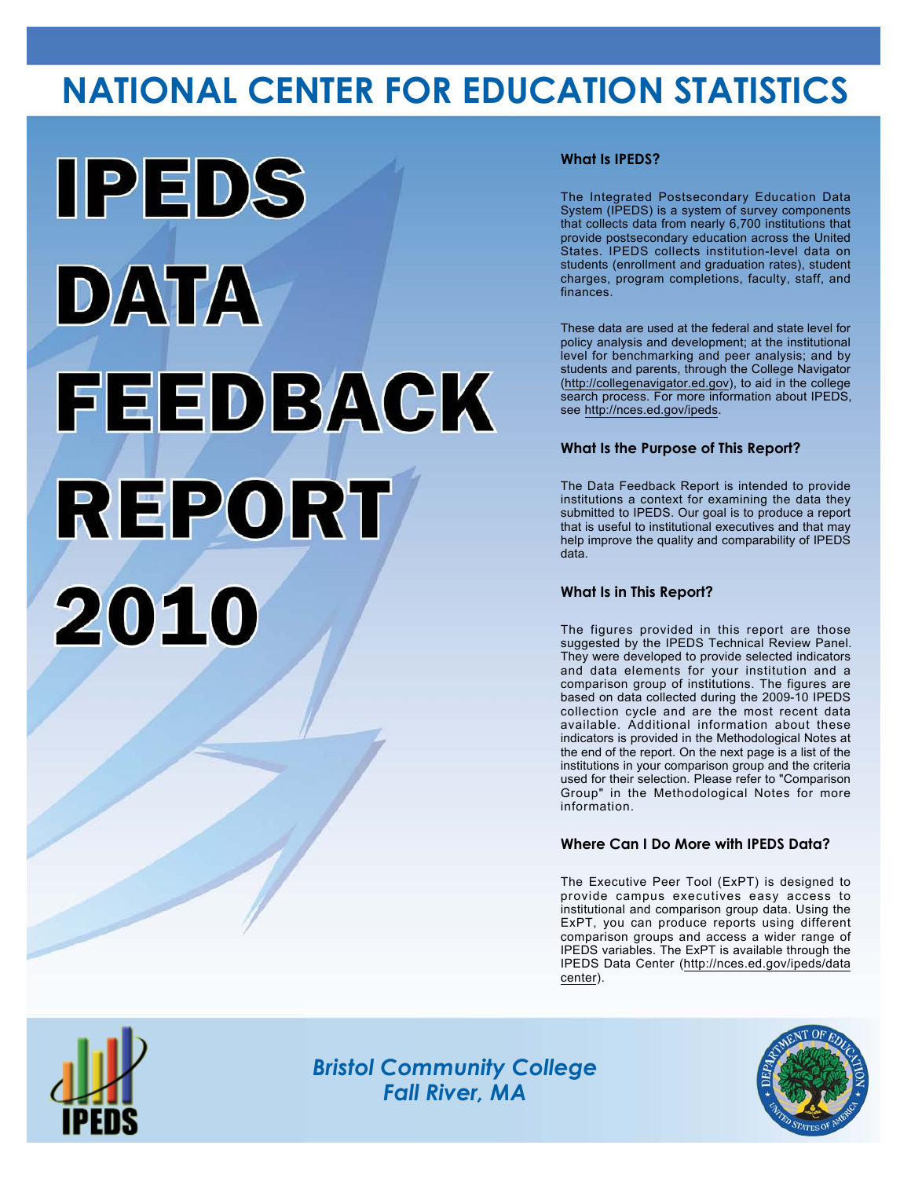# NATIONAL CENTER FOR EDUCATION STATISTICS

# IPEDS DATA FEEDBACK REPORT 2010

### What Is IPEDS?

The Integrated Postsecondary Education Data System (IPEDS) is a system of survey components that collects data from nearly 6,700 institutions that provide postsecondary education across the United States. IPEDS collects institution-level data on students (enrollment and graduation rates), student charges, program completions, faculty, staff, and finances.

These data are used at the federal and state level for policy analysis and development; at the institutional level for benchmarking and peer analysis; and by students and parents, through the College Navigator (http://collegenavigator.ed.gov), to aid in the college search process. For more information about IPEDS, see http://nces.ed.gov/ipeds.

### What Is the Purpose of This Report?

The Data Feedback Report is intended to provide institutions a context for examining the data they submitted to IPEDS. Our goal is to produce a report that is useful to institutional executives and that may help improve the quality and comparability of IPEDS data.

### What Is in This Report?

The figures provided in this report are those suggested by the IPEDS Technical Review Panel. They were developed to provide selected indicators and data elements for your institution and a comparison group of institutions. The figures are based on data collected during the 2009-10 IPEDS collection cycle and are the most recent data available. Additional information about these indicators is provided in the Methodological Notes at the end of the report. On the next page is a list of the institutions in your comparison group and the criteria used for their selection. Please refer to "Comparison Group" in the Methodological Notes for more information.

### Where Can I Do More with IPEDS Data?

The Executive Peer Tool (ExPT) is designed to provide campus executives easy access to institutional and comparison group data. Using the ExPT, you can produce reports using different comparison groups and access a wider range of IPEDS variables. The ExPT is available through the IPEDS Data Center (http://nces.ed.gov/ipeds/datacenter).

*Bristol Community College*
*Fall River, MA*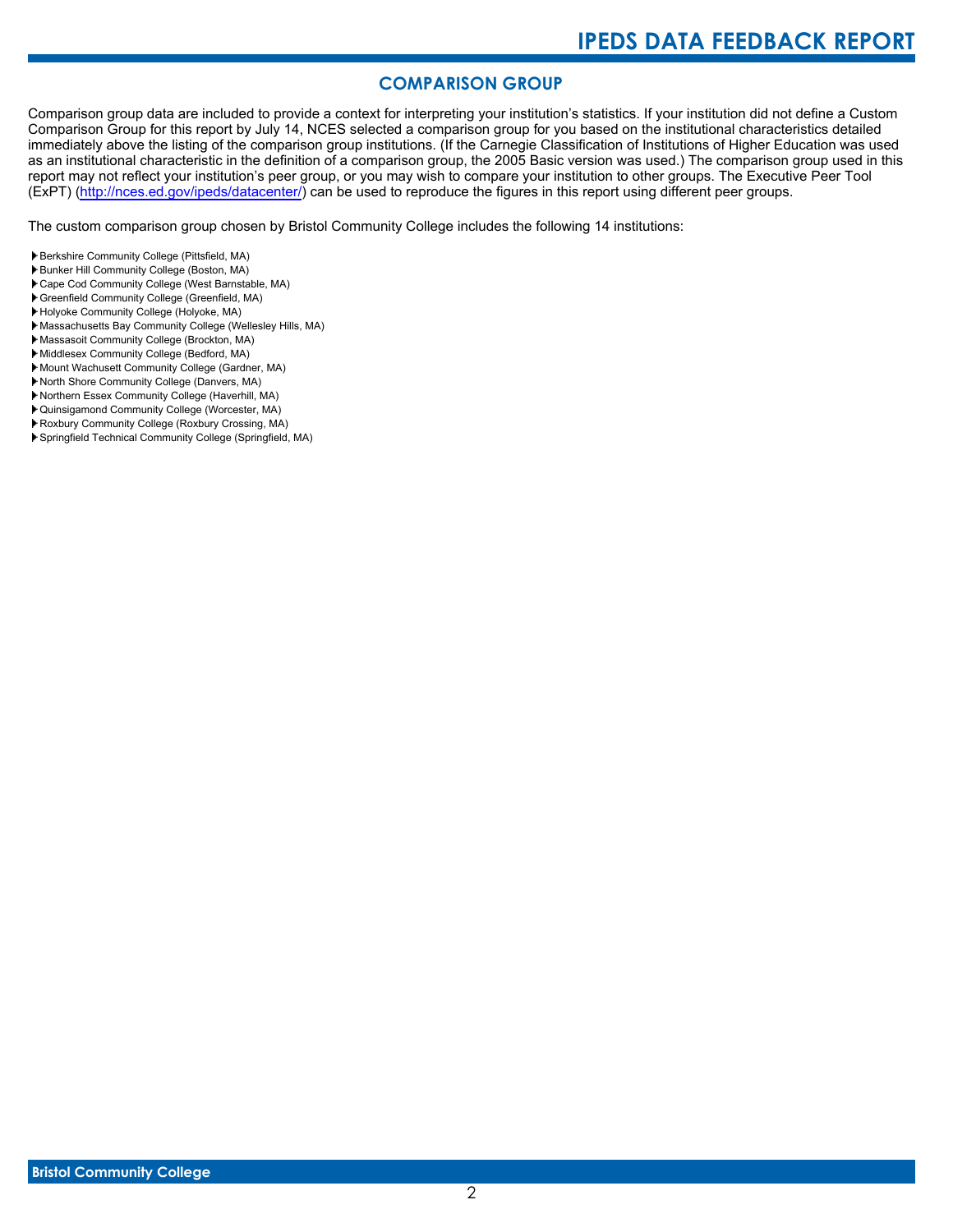## COMPARISON GROUP

Comparison group data are included to provide a context for interpreting your institution's statistics. If your institution did not define a Custom Comparison Group for this report by July 14, NCES selected a comparison group for you based on the institutional characteristics detailed immediately above the listing of the comparison group institutions. (If the Carnegie Classification of Institutions of Higher Education was used as an institutional characteristic in the definition of a comparison group, the 2005 Basic version was used.) The comparison group used in this report may not reflect your institution's peer group, or you may wish to compare your institution to other groups. The Executive Peer Tool (ExPT) (http://nces.ed.gov/ipeds/datacenter/) can be used to reproduce the figures in this report using different peer groups.

The custom comparison group chosen by Bristol Community College includes the following 14 institutions:

- Berkshire Community College (Pittsfield, MA)
- Bunker Hill Community College (Boston, MA)
- Cape Cod Community College (West Barnstable, MA)
- Greenfield Community College (Greenfield, MA)
- Holyoke Community College (Holyoke, MA)
- Massachusetts Bay Community College (Wellesley Hills, MA)
- Massasoit Community College (Brockton, MA)
- Middlesex Community College (Bedford, MA)
- Mount Wachusett Community College (Gardner, MA)
- North Shore Community College (Danvers, MA)
- Northern Essex Community College (Haverhill, MA)
- Quinsigamond Community College (Worcester, MA)
- Roxbury Community College (Roxbury Crossing, MA)
- Springfield Technical Community College (Springfield, MA)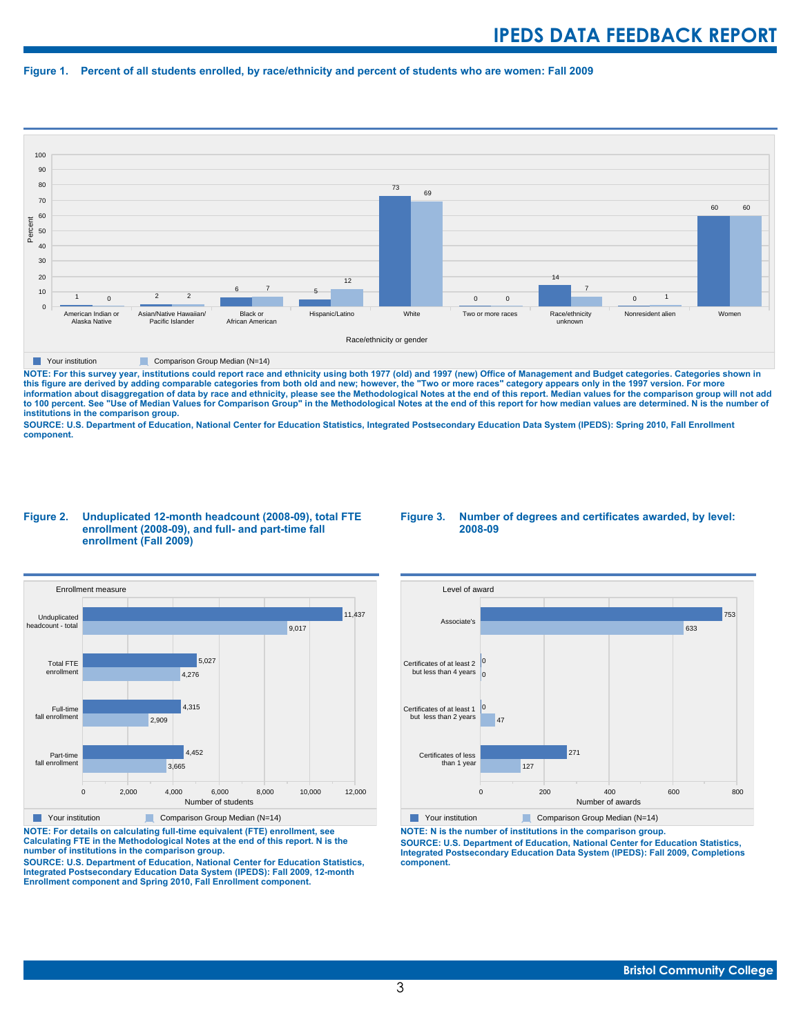**Figure 1. Percent of all students enrolled, by race/ethnicity and percent of students who are women: Fall 2009**

| Race/ethnicity or gender | Your institution | Comparison Group Median (N=14) |
|---|---|---|
| American Indian or Alaska Native | 1 | 0 |
| Asian/Native Hawaiian/ Pacific Islander | 2 | 2 |
| Black or African American | 6 | 7 |
| Hispanic/Latino | 5 | 12 |
| White | 73 | 69 |
| Two or more races | 0 | 0 |
| Race/ethnicity unknown | 14 | 7 |
| Nonresident alien | 0 | 1 |
| Women | 60 | 60 |

NOTE: For this survey year, institutions could report race and ethnicity using both 1977 (old) and 1997 (new) Office of Management and Budget categories. Categories shown in this figure are derived by adding comparable categories from both old and new; however, the "Two or more races" category appears only in the 1997 version. For more information about disaggregation of data by race and ethnicity, please see the Methodological Notes at the end of this report. Median values for the comparison group will not add to 100 percent. See "Use of Median Values for Comparison Group" in the Methodological Notes at the end of this report for how median values are determined. N is the number of institutions in the comparison group.

SOURCE: U.S. Department of Education, National Center for Education Statistics, Integrated Postsecondary Education Data System (IPEDS): Spring 2010, Fall Enrollment component.

**Figure 2. Unduplicated 12-month headcount (2008-09), total FTE enrollment (2008-09), and full- and part-time fall enrollment (Fall 2009)**

| Enrollment measure | Your institution | Comparison Group Median (N=14) |
|---|---|---|
| Unduplicated headcount - total | 11,437 | 9,017 |
| Total FTE enrollment | 5,027 | 4,276 |
| Full-time fall enrollment | 4,315 | 2,909 |
| Part-time fall enrollment | 4,452 | 3,665 |

NOTE: For details on calculating full-time equivalent (FTE) enrollment, see Calculating FTE in the Methodological Notes at the end of this report. N is the number of institutions in the comparison group.

SOURCE: U.S. Department of Education, National Center for Education Statistics, Integrated Postsecondary Education Data System (IPEDS): Fall 2009, 12-month Enrollment component and Spring 2010, Fall Enrollment component.

**Figure 3. Number of degrees and certificates awarded, by level: 2008-09**

| Level of award | Your institution | Comparison Group Median (N=14) |
|---|---|---|
| Associate's | 753 | 633 |
| Certificates of at least 2 but less than 4 years | 0 | 0 |
| Certificates of at least 1 but less than 2 years | 0 | 47 |
| Certificates of less than 1 year | 271 | 127 |

NOTE: N is the number of institutions in the comparison group.

SOURCE: U.S. Department of Education, National Center for Education Statistics, Integrated Postsecondary Education Data System (IPEDS): Fall 2009, Completions component.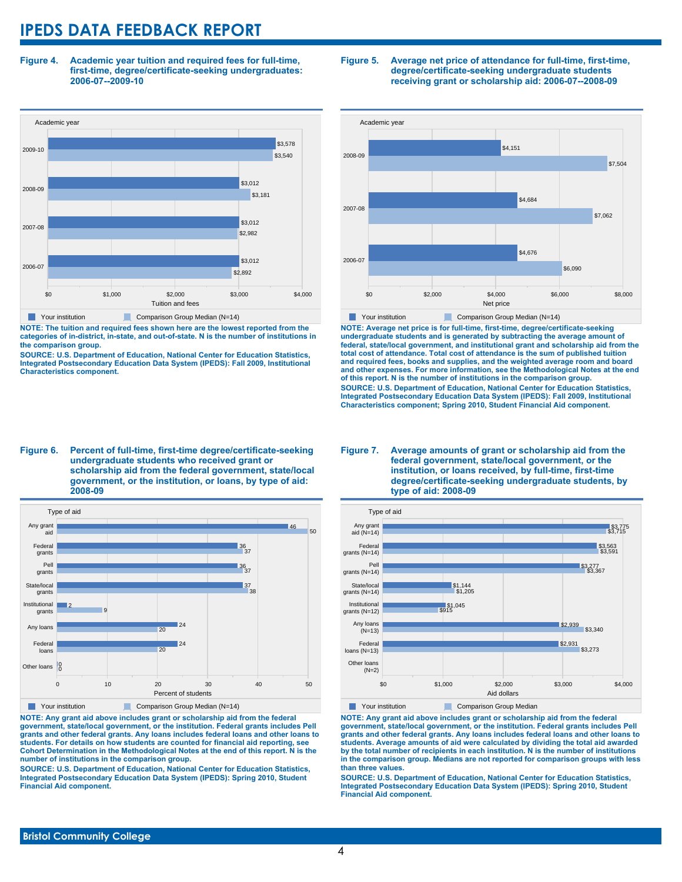# IPEDS DATA FEEDBACK REPORT

**Figure 4. Academic year tuition and required fees for full-time, first-time, degree/certificate-seeking undergraduates: 2006-07--2009-10**

| Academic year | Your institution | Comparison Group Median (N=14) |
|---|---|---|
| 2009-10 | $3,578 | $3,540 |
| 2008-09 | $3,012 | $3,181 |
| 2007-08 | $3,012 | $2,982 |
| 2006-07 | $3,012 | $2,892 |

**NOTE: The tuition and required fees shown here are the lowest reported from the categories of in-district, in-state, and out-of-state. N is the number of institutions in the comparison group.**

**SOURCE: U.S. Department of Education, National Center for Education Statistics, Integrated Postsecondary Education Data System (IPEDS): Fall 2009, Institutional Characteristics component.**

**Figure 5. Average net price of attendance for full-time, first-time, degree/certificate-seeking undergraduate students receiving grant or scholarship aid: 2006-07--2008-09**

| Academic year | Your institution | Comparison Group Median (N=14) |
|---|---|---|
| 2008-09 | $4,151 | $7,504 |
| 2007-08 | $4,684 | $7,062 |
| 2006-07 | $4,676 | $6,090 |

**NOTE: Average net price is for full-time, first-time, degree/certificate-seeking undergraduate students and is generated by subtracting the average amount of federal, state/local government, and institutional grant and scholarship aid from the total cost of attendance. Total cost of attendance is the sum of published tuition and required fees, books and supplies, and the weighted average room and board and other expenses. For more information, see the Methodological Notes at the end of this report. N is the number of institutions in the comparison group.**

**SOURCE: U.S. Department of Education, National Center for Education Statistics, Integrated Postsecondary Education Data System (IPEDS): Fall 2009, Institutional Characteristics component; Spring 2010, Student Financial Aid component.**

**Figure 6. Percent of full-time, first-time degree/certificate-seeking undergraduate students who received grant or scholarship aid from the federal government, state/local government, or the institution, or loans, by type of aid: 2008-09**

| Type of aid | Your institution | Comparison Group Median (N=14) |
|---|---|---|
| Any grant aid | 46 | 50 |
| Federal grants | 36 | 37 |
| Pell grants | 36 | 37 |
| State/local grants | 37 | 38 |
| Institutional grants | 2 | 9 |
| Any loans | 24 | 20 |
| Federal loans | 24 | 20 |
| Other loans | 0 | 0 |

**NOTE: Any grant aid above includes grant or scholarship aid from the federal government, state/local government, or the institution. Federal grants includes Pell grants and other federal grants. Any loans includes federal loans and other loans to students. For details on how students are counted for financial aid reporting, see Cohort Determination in the Methodological Notes at the end of this report. N is the number of institutions in the comparison group.**

**SOURCE: U.S. Department of Education, National Center for Education Statistics, Integrated Postsecondary Education Data System (IPEDS): Spring 2010, Student Financial Aid component.**

**Figure 7. Average amounts of grant or scholarship aid from the federal government, state/local government, or the institution, or loans received, by full-time, first-time degree/certificate-seeking undergraduate students, by type of aid: 2008-09**

| Type of aid | Your institution | Comparison Group Median |
|---|---|---|
| Any grant aid (N=14) | $3,775 | $3,715 |
| Federal grants (N=14) | $3,563 | $3,591 |
| Pell grants (N=14) | $3,277 | $3,367 |
| State/local grants (N=14) | $1,144 | $1,205 |
| Institutional grants (N=12) | $1,045 | $915 |
| Any loans (N=13) | $2,939 | $3,340 |
| Federal loans (N=13) | $2,931 | $3,273 |
| Other loans (N=2) | | |

**NOTE: Any grant aid above includes grant or scholarship aid from the federal government, state/local government, or the institution. Federal grants includes Pell grants and other federal grants. Any loans includes federal loans and other loans to students. Average amounts of aid were calculated by dividing the total aid awarded by the total number of recipients in each institution. N is the number of institutions in the comparison group. Medians are not reported for comparison groups with less than three values.**

**SOURCE: U.S. Department of Education, National Center for Education Statistics, Integrated Postsecondary Education Data System (IPEDS): Spring 2010, Student Financial Aid component.**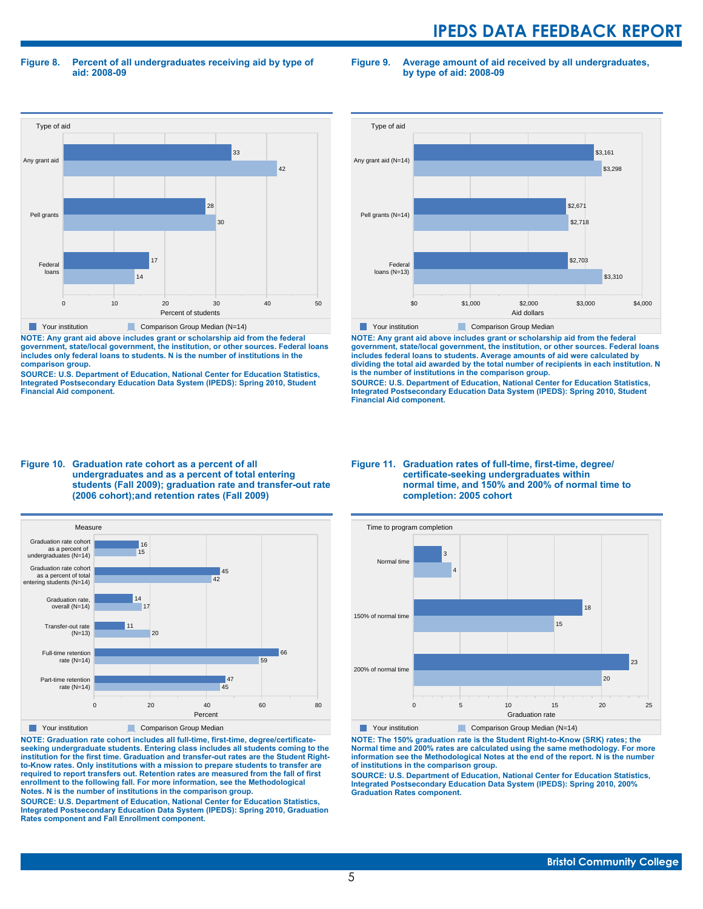**Figure 8. Percent of all undergraduates receiving aid by type of aid: 2008-09**

| Type of aid | Your institution | Comparison Group Median (N=14) |
|---|---|---|
| Any grant aid | 33 | 42 |
| Pell grants | 28 | 30 |
| Federal loans | 17 | 14 |

Percent of students

NOTE: Any grant aid above includes grant or scholarship aid from the federal government, state/local government, the institution, or other sources. Federal loans includes only federal loans to students. N is the number of institutions in the comparison group.

SOURCE: U.S. Department of Education, National Center for Education Statistics, Integrated Postsecondary Education Data System (IPEDS): Spring 2010, Student Financial Aid component.

**Figure 9. Average amount of aid received by all undergraduates, by type of aid: 2008-09**

| Type of aid | Your institution | Comparison Group Median |
|---|---|---|
| Any grant aid (N=14) | $3,161 | $3,298 |
| Pell grants (N=14) | $2,671 | $2,718 |
| Federal loans (N=13) | $2,703 | $3,310 |

Aid dollars

NOTE: Any grant aid above includes grant or scholarship aid from the federal government, state/local government, the institution, or other sources. Federal loans includes federal loans to students. Average amounts of aid were calculated by dividing the total aid awarded by the total number of recipients in each institution. N is the number of institutions in the comparison group.

SOURCE: U.S. Department of Education, National Center for Education Statistics, Integrated Postsecondary Education Data System (IPEDS): Spring 2010, Student Financial Aid component.

**Figure 10. Graduation rate cohort as a percent of all undergraduates and as a percent of total entering students (Fall 2009); graduation rate and transfer-out rate (2006 cohort);and retention rates (Fall 2009)**

| Measure | Your institution | Comparison Group Median |
|---|---|---|
| Graduation rate cohort as a percent of undergraduates (N=14) | 16 | 15 |
| Graduation rate cohort as a percent of total entering students (N=14) | 45 | 42 |
| Graduation rate, overall (N=14) | 14 | 17 |
| Transfer-out rate (N=13) | 11 | 20 |
| Full-time retention rate (N=14) | 66 | 59 |
| Part-time retention rate (N=14) | 47 | 45 |

Percent

NOTE: Graduation rate cohort includes all full-time, first-time, degree/certificate-seeking undergraduate students. Entering class includes all students coming to the institution for the first time. Graduation and transfer-out rates are the Student Right-to-Know rates. Only institutions with a mission to prepare students to transfer are required to report transfers out. Retention rates are measured from the fall of first enrollment to the following fall. For more information, see the Methodological Notes. N is the number of institutions in the comparison group.

SOURCE: U.S. Department of Education, National Center for Education Statistics, Integrated Postsecondary Education Data System (IPEDS): Spring 2010, Graduation Rates component and Fall Enrollment component.

**Figure 11. Graduation rates of full-time, first-time, degree/certificate-seeking undergraduates within normal time, and 150% and 200% of normal time to completion: 2005 cohort**

| Time to program completion | Your institution | Comparison Group Median (N=14) |
|---|---|---|
| Normal time | 3 | 4 |
| 150% of normal time | 18 | 15 |
| 200% of normal time | 23 | 20 |

Graduation rate

NOTE: The 150% graduation rate is the Student Right-to-Know (SRK) rates; the Normal time and 200% rates are calculated using the same methodology. For more information see the Methodological Notes at the end of the report. N is the number of institutions in the comparison group.

SOURCE: U.S. Department of Education, National Center for Education Statistics, Integrated Postsecondary Education Data System (IPEDS): Spring 2010, 200% Graduation Rates component.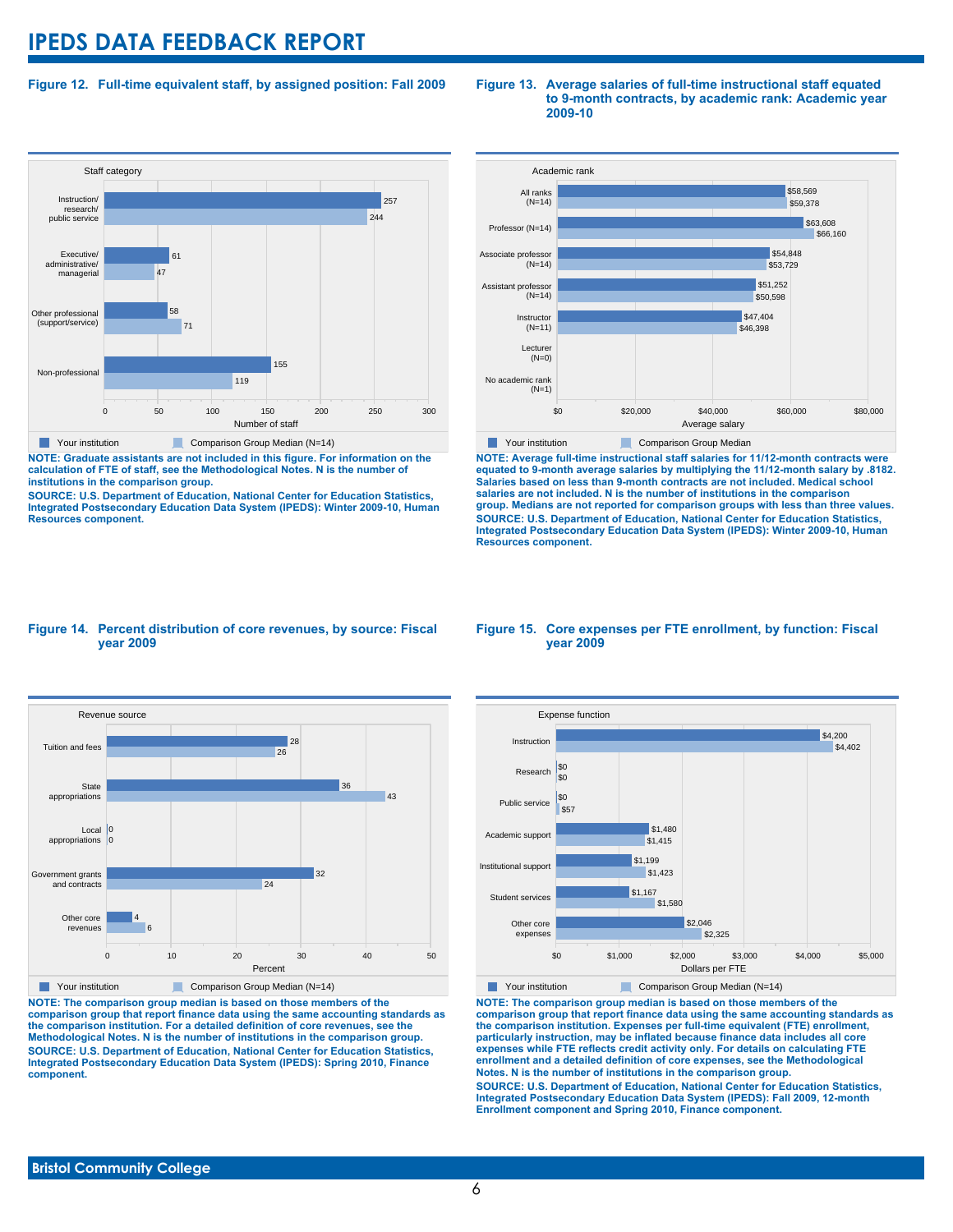# IPEDS DATA FEEDBACK REPORT

**Figure 12. Full-time equivalent staff, by assigned position: Fall 2009**

| Staff category | Your institution | Comparison Group Median (N=14) |
|---|---|---|
| Instruction/ research/ public service | 257 | 244 |
| Executive/ administrative/ managerial | 61 | 47 |
| Other professional (support/service) | 58 | 71 |
| Non-professional | 155 | 119 |

Number of staff

**NOTE: Graduate assistants are not included in this figure. For information on the calculation of FTE of staff, see the Methodological Notes. N is the number of institutions in the comparison group.**

**SOURCE: U.S. Department of Education, National Center for Education Statistics, Integrated Postsecondary Education Data System (IPEDS): Winter 2009-10, Human Resources component.**

**Figure 13. Average salaries of full-time instructional staff equated to 9-month contracts, by academic rank: Academic year 2009-10**

| Academic rank | Your institution | Comparison Group Median |
|---|---|---|
| All ranks (N=14) | $58,569 | $59,378 |
| Professor (N=14) | $63,608 | $66,160 |
| Associate professor (N=14) | $54,848 | $53,729 |
| Assistant professor (N=14) | $51,252 | $50,598 |
| Instructor (N=11) | $47,404 | $46,398 |
| Lecturer (N=0) | | |
| No academic rank (N=1) | | |

Average salary

**NOTE: Average full-time instructional staff salaries for 11/12-month contracts were equated to 9-month average salaries by multiplying the 11/12-month salary by .8182. Salaries based on less than 9-month contracts are not included. Medical school salaries are not included. N is the number of institutions in the comparison group. Medians are not reported for comparison groups with less than three values.**

**SOURCE: U.S. Department of Education, National Center for Education Statistics, Integrated Postsecondary Education Data System (IPEDS): Winter 2009-10, Human Resources component.**

**Figure 14. Percent distribution of core revenues, by source: Fiscal year 2009**

| Revenue source | Your institution | Comparison Group Median (N=14) |
|---|---|---|
| Tuition and fees | 28 | 26 |
| State appropriations | 36 | 43 |
| Local appropriations | 0 | 0 |
| Government grants and contracts | 32 | 24 |
| Other core revenues | 4 | 6 |

Percent

**NOTE: The comparison group median is based on those members of the comparison group that report finance data using the same accounting standards as the comparison institution. For a detailed definition of core revenues, see the Methodological Notes. N is the number of institutions in the comparison group.**

**SOURCE: U.S. Department of Education, National Center for Education Statistics, Integrated Postsecondary Education Data System (IPEDS): Spring 2010, Finance component.**

**Figure 15. Core expenses per FTE enrollment, by function: Fiscal year 2009**

| Expense function | Your institution | Comparison Group Median (N=14) |
|---|---|---|
| Instruction | $4,200 | $4,402 |
| Research | $0 | $0 |
| Public service | $0 | $57 |
| Academic support | $1,480 | $1,415 |
| Institutional support | $1,199 | $1,423 |
| Student services | $1,167 | $1,580 |
| Other core expenses | $2,046 | $2,325 |

Dollars per FTE

**NOTE: The comparison group median is based on those members of the comparison group that report finance data using the same accounting standards as the comparison institution. Expenses per full-time equivalent (FTE) enrollment, particularly instruction, may be inflated because finance data includes all core expenses while FTE reflects credit activity only. For details on calculating FTE enrollment and a detailed definition of core expenses, see the Methodological Notes. N is the number of institutions in the comparison group.**

**SOURCE: U.S. Department of Education, National Center for Education Statistics, Integrated Postsecondary Education Data System (IPEDS): Fall 2009, 12-month Enrollment component and Spring 2010, Finance component.**

**Bristol Community College**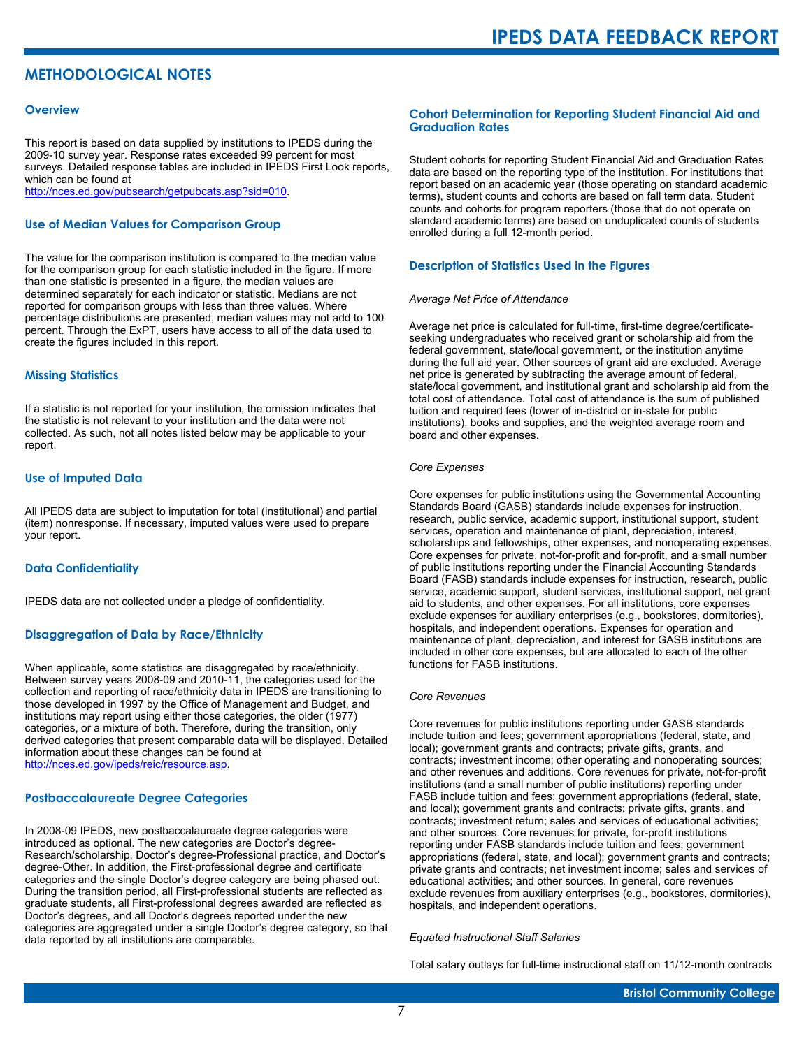## METHODOLOGICAL NOTES

### Overview

This report is based on data supplied by institutions to IPEDS during the 2009-10 survey year. Response rates exceeded 99 percent for most surveys. Detailed response tables are included in IPEDS First Look reports, which can be found at http://nces.ed.gov/pubsearch/getpubcats.asp?sid=010.

### Use of Median Values for Comparison Group

The value for the comparison institution is compared to the median value for the comparison group for each statistic included in the figure. If more than one statistic is presented in a figure, the median values are determined separately for each indicator or statistic. Medians are not reported for comparison groups with less than three values. Where percentage distributions are presented, median values may not add to 100 percent. Through the ExPT, users have access to all of the data used to create the figures included in this report.

### Missing Statistics

If a statistic is not reported for your institution, the omission indicates that the statistic is not relevant to your institution and the data were not collected. As such, not all notes listed below may be applicable to your report.

### Use of Imputed Data

All IPEDS data are subject to imputation for total (institutional) and partial (item) nonresponse. If necessary, imputed values were used to prepare your report.

### Data Confidentiality

IPEDS data are not collected under a pledge of confidentiality.

### Disaggregation of Data by Race/Ethnicity

When applicable, some statistics are disaggregated by race/ethnicity. Between survey years 2008-09 and 2010-11, the categories used for the collection and reporting of race/ethnicity data in IPEDS are transitioning to those developed in 1997 by the Office of Management and Budget, and institutions may report using either those categories, the older (1977) categories, or a mixture of both. Therefore, during the transition, only derived categories that present comparable data will be displayed. Detailed information about these changes can be found at http://nces.ed.gov/ipeds/reic/resource.asp.

### Postbaccalaureate Degree Categories

In 2008-09 IPEDS, new postbaccalaureate degree categories were introduced as optional. The new categories are Doctor's degree-Research/scholarship, Doctor's degree-Professional practice, and Doctor's degree-Other. In addition, the First-professional degree and certificate categories and the single Doctor's degree category are being phased out. During the transition period, all First-professional students are reflected as graduate students, all First-professional degrees awarded are reflected as Doctor's degrees, and all Doctor's degrees reported under the new categories are aggregated under a single Doctor's degree category, so that data reported by all institutions are comparable.

### Cohort Determination for Reporting Student Financial Aid and Graduation Rates

Student cohorts for reporting Student Financial Aid and Graduation Rates data are based on the reporting type of the institution. For institutions that report based on an academic year (those operating on standard academic terms), student counts and cohorts are based on fall term data. Student counts and cohorts for program reporters (those that do not operate on standard academic terms) are based on unduplicated counts of students enrolled during a full 12-month period.

### Description of Statistics Used in the Figures

*Average Net Price of Attendance*

Average net price is calculated for full-time, first-time degree/certificate-seeking undergraduates who received grant or scholarship aid from the federal government, state/local government, or the institution anytime during the full aid year. Other sources of grant aid are excluded. Average net price is generated by subtracting the average amount of federal, state/local government, and institutional grant and scholarship aid from the total cost of attendance. Total cost of attendance is the sum of published tuition and required fees (lower of in-district or in-state for public institutions), books and supplies, and the weighted average room and board and other expenses.

*Core Expenses*

Core expenses for public institutions using the Governmental Accounting Standards Board (GASB) standards include expenses for instruction, research, public service, academic support, institutional support, student services, operation and maintenance of plant, depreciation, interest, scholarships and fellowships, other expenses, and nonoperating expenses. Core expenses for private, not-for-profit and for-profit, and a small number of public institutions reporting under the Financial Accounting Standards Board (FASB) standards include expenses for instruction, research, public service, academic support, student services, institutional support, net grant aid to students, and other expenses. For all institutions, core expenses exclude expenses for auxiliary enterprises (e.g., bookstores, dormitories), hospitals, and independent operations. Expenses for operation and maintenance of plant, depreciation, and interest for GASB institutions are included in other core expenses, but are allocated to each of the other functions for FASB institutions.

*Core Revenues*

Core revenues for public institutions reporting under GASB standards include tuition and fees; government appropriations (federal, state, and local); government grants and contracts; private gifts, grants, and contracts; investment income; other operating and nonoperating sources; and other revenues and additions. Core revenues for private, not-for-profit institutions (and a small number of public institutions) reporting under FASB include tuition and fees; government appropriations (federal, state, and local); government grants and contracts; private gifts, grants, and contracts; investment return; sales and services of educational activities; and other sources. Core revenues for private, for-profit institutions reporting under FASB standards include tuition and fees; government appropriations (federal, state, and local); government grants and contracts; private grants and contracts; net investment income; sales and services of educational activities; and other sources. In general, core revenues exclude revenues from auxiliary enterprises (e.g., bookstores, dormitories), hospitals, and independent operations.

*Equated Instructional Staff Salaries*

Total salary outlays for full-time instructional staff on 11/12-month contracts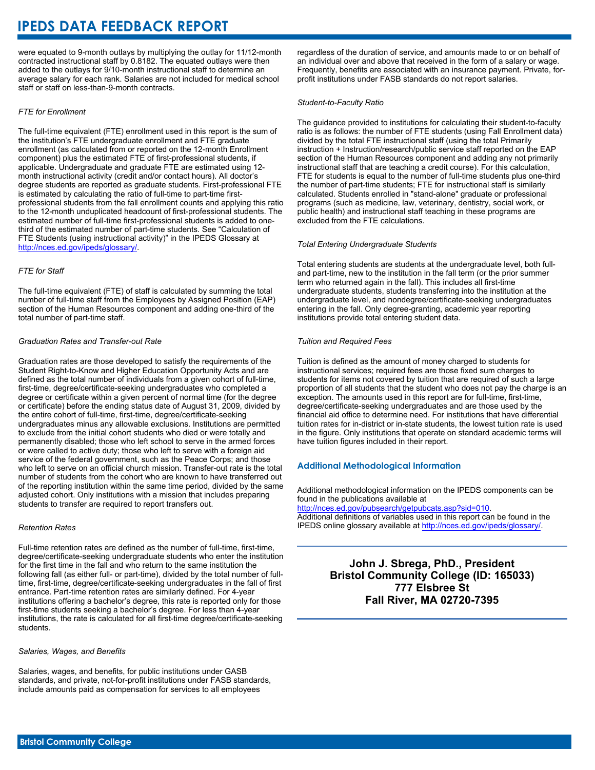were equated to 9-month outlays by multiplying the outlay for 11/12-month contracted instructional staff by 0.8182. The equated outlays were then added to the outlays for 9/10-month instructional staff to determine an average salary for each rank. Salaries are not included for medical school staff or staff on less-than-9-month contracts.

*FTE for Enrollment*

The full-time equivalent (FTE) enrollment used in this report is the sum of the institution's FTE undergraduate enrollment and FTE graduate enrollment (as calculated from or reported on the 12-month Enrollment component) plus the estimated FTE of first-professional students, if applicable. Undergraduate and graduate FTE are estimated using 12-month instructional activity (credit and/or contact hours). All doctor's degree students are reported as graduate students. First-professional FTE is estimated by calculating the ratio of full-time to part-time first-professional students from the fall enrollment counts and applying this ratio to the 12-month unduplicated headcount of first-professional students. The estimated number of full-time first-professional students is added to one-third of the estimated number of part-time students. See "Calculation of FTE Students (using instructional activity)" in the IPEDS Glossary at http://nces.ed.gov/ipeds/glossary/.

*FTE for Staff*

The full-time equivalent (FTE) of staff is calculated by summing the total number of full-time staff from the Employees by Assigned Position (EAP) section of the Human Resources component and adding one-third of the total number of part-time staff.

*Graduation Rates and Transfer-out Rate*

Graduation rates are those developed to satisfy the requirements of the Student Right-to-Know and Higher Education Opportunity Acts and are defined as the total number of individuals from a given cohort of full-time, first-time, degree/certificate-seeking undergraduates who completed a degree or certificate within a given percent of normal time (for the degree or certificate) before the ending status date of August 31, 2009, divided by the entire cohort of full-time, first-time, degree/certificate-seeking undergraduates minus any allowable exclusions. Institutions are permitted to exclude from the initial cohort students who died or were totally and permanently disabled; those who left school to serve in the armed forces or were called to active duty; those who left to serve with a foreign aid service of the federal government, such as the Peace Corps; and those who left to serve on an official church mission. Transfer-out rate is the total number of students from the cohort who are known to have transferred out of the reporting institution within the same time period, divided by the same adjusted cohort. Only institutions with a mission that includes preparing students to transfer are required to report transfers out.

*Retention Rates*

Full-time retention rates are defined as the number of full-time, first-time, degree/certificate-seeking undergraduate students who enter the institution for the first time in the fall and who return to the same institution the following fall (as either full- or part-time), divided by the total number of full-time, first-time, degree/certificate-seeking undergraduates in the fall of first entrance. Part-time retention rates are similarly defined. For 4-year institutions offering a bachelor's degree, this rate is reported only for those first-time students seeking a bachelor's degree. For less than 4-year institutions, the rate is calculated for all first-time degree/certificate-seeking students.

*Salaries, Wages, and Benefits*

Salaries, wages, and benefits, for public institutions under GASB standards, and private, not-for-profit institutions under FASB standards, include amounts paid as compensation for services to all employees regardless of the duration of service, and amounts made to or on behalf of an individual over and above that received in the form of a salary or wage. Frequently, benefits are associated with an insurance payment. Private, for-profit institutions under FASB standards do not report salaries.

*Student-to-Faculty Ratio*

The guidance provided to institutions for calculating their student-to-faculty ratio is as follows: the number of FTE students (using Fall Enrollment data) divided by the total FTE instructional staff (using the total Primarily instruction + Instruction/research/public service staff reported on the EAP section of the Human Resources component and adding any not primarily instructional staff that are teaching a credit course). For this calculation, FTE for students is equal to the number of full-time students plus one-third the number of part-time students; FTE for instructional staff is similarly calculated. Students enrolled in "stand-alone" graduate or professional programs (such as medicine, law, veterinary, dentistry, social work, or public health) and instructional staff teaching in these programs are excluded from the FTE calculations.

*Total Entering Undergraduate Students*

Total entering students are students at the undergraduate level, both full- and part-time, new to the institution in the fall term (or the prior summer term who returned again in the fall). This includes all first-time undergraduate students, students transferring into the institution at the undergraduate level, and nondegree/certificate-seeking undergraduates entering in the fall. Only degree-granting, academic year reporting institutions provide total entering student data.

*Tuition and Required Fees*

Tuition is defined as the amount of money charged to students for instructional services; required fees are those fixed sum charges to students for items not covered by tuition that are required of such a large proportion of all students that the student who does not pay the charge is an exception. The amounts used in this report are for full-time, first-time, degree/certificate-seeking undergraduates and are those used by the financial aid office to determine need. For institutions that have differential tuition rates for in-district or in-state students, the lowest tuition rate is used in the figure. Only institutions that operate on standard academic terms will have tuition figures included in their report.

## Additional Methodological Information

Additional methodological information on the IPEDS components can be found in the publications available at http://nces.ed.gov/pubsearch/getpubcats.asp?sid=010.
Additional definitions of variables used in this report can be found in the IPEDS online glossary available at http://nces.ed.gov/ipeds/glossary/.

**John J. Sbrega, PhD., President**
**Bristol Community College (ID: 165033)**
**777 Elsbree St**
**Fall River, MA 02720-7395**